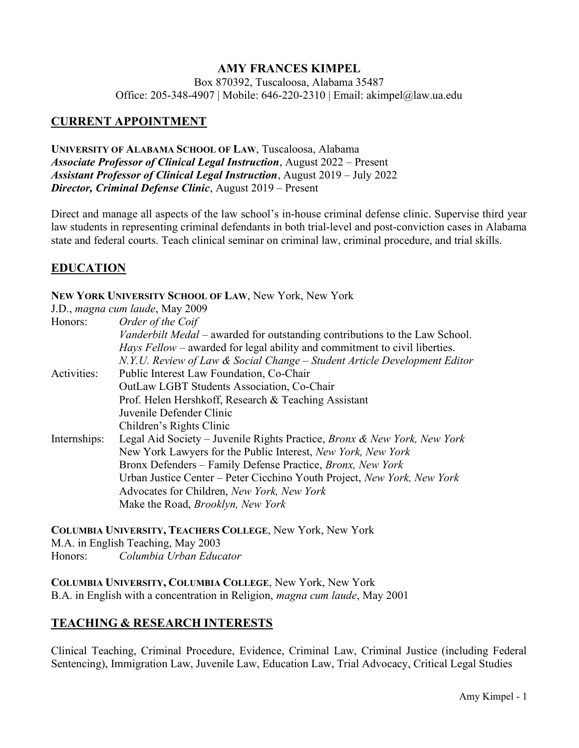# AMY FRANCES KIMPEL

Box 870392, Tuscaloosa, Alabama 35487
Office: 205-348-4907 | Mobile: 646-220-2310 | Email: akimpel@law.ua.edu

## CURRENT APPOINTMENT

**UNIVERSITY OF ALABAMA SCHOOL OF LAW**, Tuscaloosa, Alabama
***Associate Professor of Clinical Legal Instruction***, August 2022 – Present
***Assistant Professor of Clinical Legal Instruction***, August 2019 – July 2022
***Director, Criminal Defense Clinic***, August 2019 – Present

Direct and manage all aspects of the law school's in-house criminal defense clinic. Supervise third year law students in representing criminal defendants in both trial-level and post-conviction cases in Alabama state and federal courts. Teach clinical seminar on criminal law, criminal procedure, and trial skills.

## EDUCATION

**NEW YORK UNIVERSITY SCHOOL OF LAW**, New York, New York
J.D., *magna cum laude*, May 2009

Honors:
- *Order of the Coif*
- *Vanderbilt Medal* – awarded for outstanding contributions to the Law School.
- *Hays Fellow* – awarded for legal ability and commitment to civil liberties.
- *N.Y.U. Review of Law & Social Change – Student Article Development Editor*

Activities:
- Public Interest Law Foundation, Co-Chair
- OutLaw LGBT Students Association, Co-Chair
- Prof. Helen Hershkoff, Research & Teaching Assistant
- Juvenile Defender Clinic
- Children's Rights Clinic

Internships:
- Legal Aid Society – Juvenile Rights Practice, *Bronx & New York, New York*
- New York Lawyers for the Public Interest, *New York, New York*
- Bronx Defenders – Family Defense Practice, *Bronx, New York*
- Urban Justice Center – Peter Cicchino Youth Project, *New York, New York*
- Advocates for Children, *New York, New York*
- Make the Road, *Brooklyn, New York*

**COLUMBIA UNIVERSITY, TEACHERS COLLEGE**, New York, New York
M.A. in English Teaching, May 2003
Honors: *Columbia Urban Educator*

**COLUMBIA UNIVERSITY, COLUMBIA COLLEGE**, New York, New York
B.A. in English with a concentration in Religion, *magna cum laude*, May 2001

## TEACHING & RESEARCH INTERESTS

Clinical Teaching, Criminal Procedure, Evidence, Criminal Law, Criminal Justice (including Federal Sentencing), Immigration Law, Juvenile Law, Education Law, Trial Advocacy, Critical Legal Studies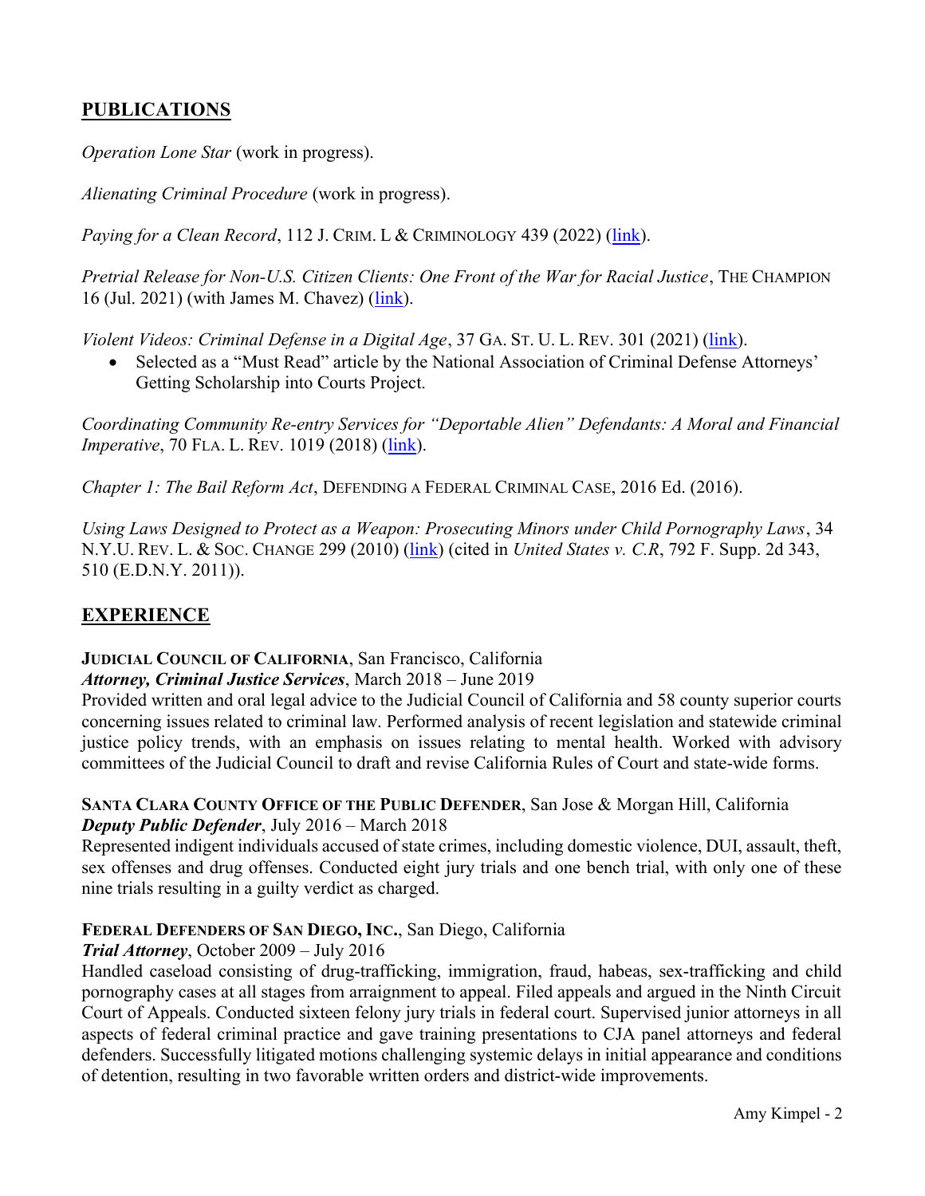## PUBLICATIONS

*Operation Lone Star* (work in progress).

*Alienating Criminal Procedure* (work in progress).

*Paying for a Clean Record*, 112 J. CRIM. L & CRIMINOLOGY 439 (2022) ([link]()).

*Pretrial Release for Non-U.S. Citizen Clients: One Front of the War for Racial Justice*, THE CHAMPION 16 (Jul. 2021) (with James M. Chavez) ([link]()).

*Violent Videos: Criminal Defense in a Digital Age*, 37 GA. ST. U. L. REV. 301 (2021) ([link]()).

- Selected as a "Must Read" article by the National Association of Criminal Defense Attorneys' Getting Scholarship into Courts Project.

*Coordinating Community Re-entry Services for "Deportable Alien" Defendants: A Moral and Financial Imperative*, 70 FLA. L. REV. 1019 (2018) ([link]()).

*Chapter 1: The Bail Reform Act*, DEFENDING A FEDERAL CRIMINAL CASE, 2016 Ed. (2016).

*Using Laws Designed to Protect as a Weapon: Prosecuting Minors under Child Pornography Laws*, 34 N.Y.U. REV. L. & SOC. CHANGE 299 (2010) ([link]()) (cited in *United States v. C.R*, 792 F. Supp. 2d 343, 510 (E.D.N.Y. 2011)).

## EXPERIENCE

**JUDICIAL COUNCIL OF CALIFORNIA**, San Francisco, California
***Attorney, Criminal Justice Services***, March 2018 – June 2019
Provided written and oral legal advice to the Judicial Council of California and 58 county superior courts concerning issues related to criminal law. Performed analysis of recent legislation and statewide criminal justice policy trends, with an emphasis on issues relating to mental health. Worked with advisory committees of the Judicial Council to draft and revise California Rules of Court and state-wide forms.

**SANTA CLARA COUNTY OFFICE OF THE PUBLIC DEFENDER**, San Jose & Morgan Hill, California
***Deputy Public Defender***, July 2016 – March 2018
Represented indigent individuals accused of state crimes, including domestic violence, DUI, assault, theft, sex offenses and drug offenses. Conducted eight jury trials and one bench trial, with only one of these nine trials resulting in a guilty verdict as charged.

**FEDERAL DEFENDERS OF SAN DIEGO, INC.**, San Diego, California
***Trial Attorney***, October 2009 – July 2016
Handled caseload consisting of drug-trafficking, immigration, fraud, habeas, sex-trafficking and child pornography cases at all stages from arraignment to appeal. Filed appeals and argued in the Ninth Circuit Court of Appeals. Conducted sixteen felony jury trials in federal court. Supervised junior attorneys in all aspects of federal criminal practice and gave training presentations to CJA panel attorneys and federal defenders. Successfully litigated motions challenging systemic delays in initial appearance and conditions of detention, resulting in two favorable written orders and district-wide improvements.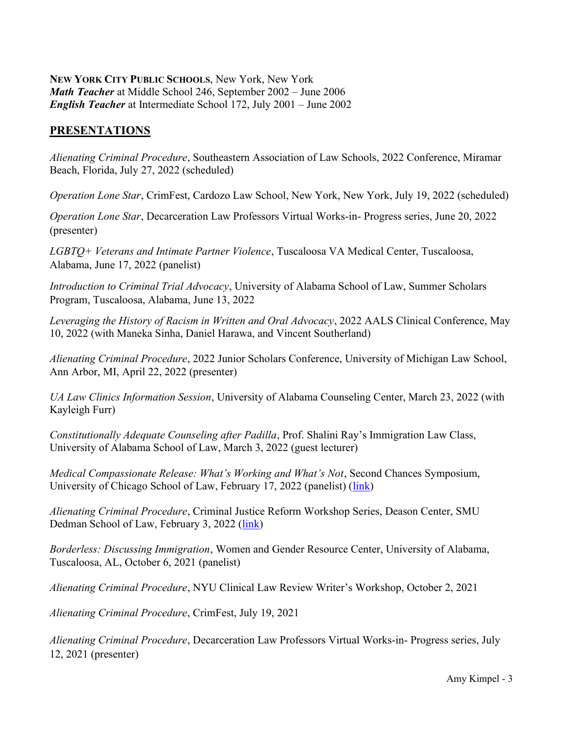**NEW YORK CITY PUBLIC SCHOOLS**, New York, New York
***Math Teacher*** at Middle School 246, September 2002 – June 2006
***English Teacher*** at Intermediate School 172, July 2001 – June 2002

## PRESENTATIONS

*Alienating Criminal Procedure*, Southeastern Association of Law Schools, 2022 Conference, Miramar Beach, Florida, July 27, 2022 (scheduled)

*Operation Lone Star*, CrimFest, Cardozo Law School, New York, New York, July 19, 2022 (scheduled)

*Operation Lone Star*, Decarceration Law Professors Virtual Works-in- Progress series, June 20, 2022 (presenter)

*LGBTQ+ Veterans and Intimate Partner Violence*, Tuscaloosa VA Medical Center, Tuscaloosa, Alabama, June 17, 2022 (panelist)

*Introduction to Criminal Trial Advocacy*, University of Alabama School of Law, Summer Scholars Program, Tuscaloosa, Alabama, June 13, 2022

*Leveraging the History of Racism in Written and Oral Advocacy*, 2022 AALS Clinical Conference, May 10, 2022 (with Maneka Sinha, Daniel Harawa, and Vincent Southerland)

*Alienating Criminal Procedure*, 2022 Junior Scholars Conference, University of Michigan Law School, Ann Arbor, MI, April 22, 2022 (presenter)

*UA Law Clinics Information Session*, University of Alabama Counseling Center, March 23, 2022 (with Kayleigh Furr)

*Constitutionally Adequate Counseling after Padilla*, Prof. Shalini Ray's Immigration Law Class, University of Alabama School of Law, March 3, 2022 (guest lecturer)

*Medical Compassionate Release: What's Working and What's Not*, Second Chances Symposium, University of Chicago School of Law, February 17, 2022 (panelist) (link)

*Alienating Criminal Procedure*, Criminal Justice Reform Workshop Series, Deason Center, SMU Dedman School of Law, February 3, 2022 (link)

*Borderless: Discussing Immigration*, Women and Gender Resource Center, University of Alabama, Tuscaloosa, AL, October 6, 2021 (panelist)

*Alienating Criminal Procedure*, NYU Clinical Law Review Writer's Workshop, October 2, 2021

*Alienating Criminal Procedure*, CrimFest, July 19, 2021

*Alienating Criminal Procedure*, Decarceration Law Professors Virtual Works-in- Progress series, July 12, 2021 (presenter)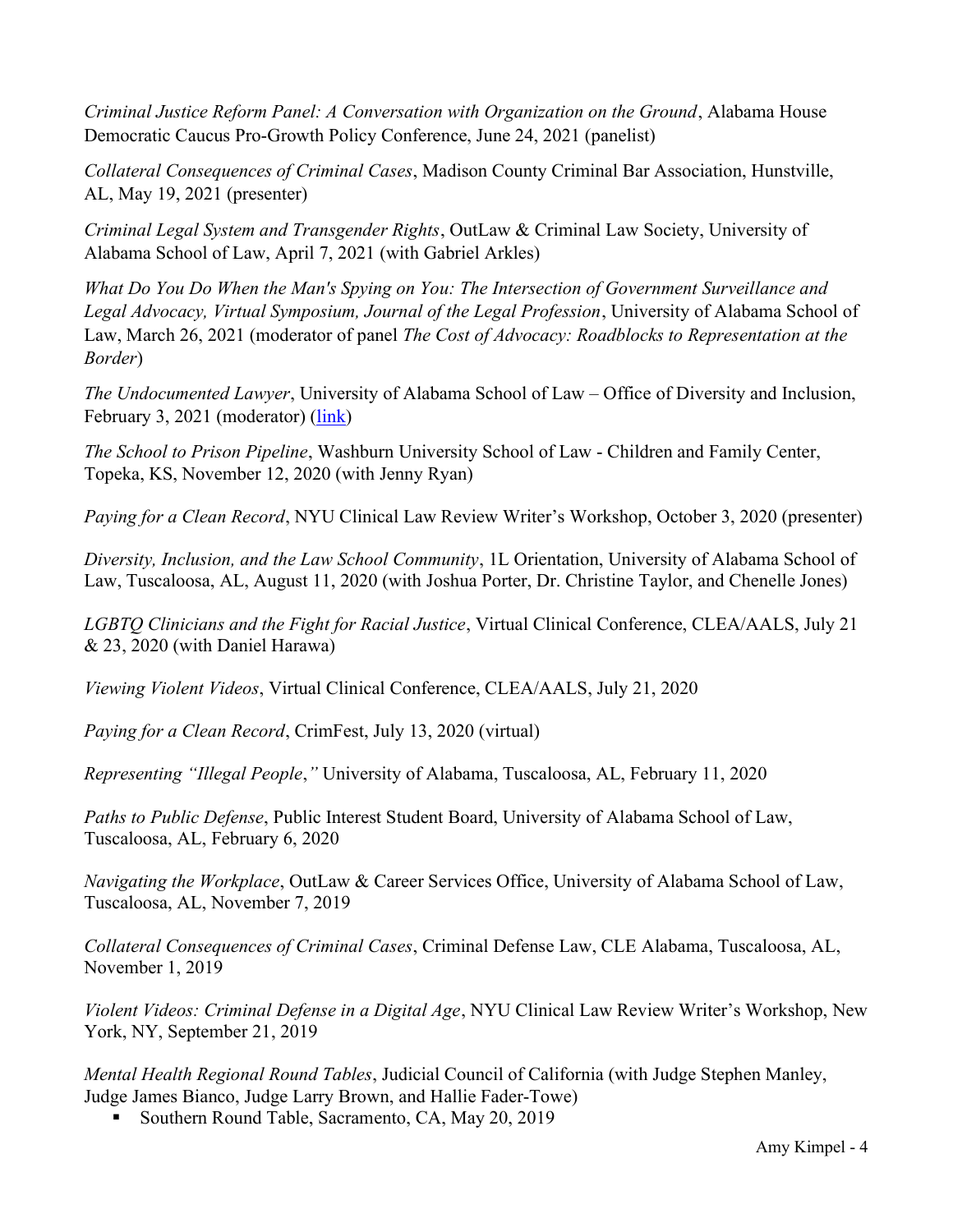*Criminal Justice Reform Panel: A Conversation with Organization on the Ground*, Alabama House Democratic Caucus Pro-Growth Policy Conference, June 24, 2021 (panelist)

*Collateral Consequences of Criminal Cases*, Madison County Criminal Bar Association, Hunstville, AL, May 19, 2021 (presenter)

*Criminal Legal System and Transgender Rights*, OutLaw & Criminal Law Society, University of Alabama School of Law, April 7, 2021 (with Gabriel Arkles)

*What Do You Do When the Man's Spying on You: The Intersection of Government Surveillance and Legal Advocacy, Virtual Symposium, Journal of the Legal Profession*, University of Alabama School of Law, March 26, 2021 (moderator of panel *The Cost of Advocacy: Roadblocks to Representation at the Border*)

*The Undocumented Lawyer*, University of Alabama School of Law – Office of Diversity and Inclusion, February 3, 2021 (moderator) (link)

*The School to Prison Pipeline*, Washburn University School of Law - Children and Family Center, Topeka, KS, November 12, 2020 (with Jenny Ryan)

*Paying for a Clean Record*, NYU Clinical Law Review Writer's Workshop, October 3, 2020 (presenter)

*Diversity, Inclusion, and the Law School Community*, 1L Orientation, University of Alabama School of Law, Tuscaloosa, AL, August 11, 2020 (with Joshua Porter, Dr. Christine Taylor, and Chenelle Jones)

*LGBTQ Clinicians and the Fight for Racial Justice*, Virtual Clinical Conference, CLEA/AALS, July 21 & 23, 2020 (with Daniel Harawa)

*Viewing Violent Videos*, Virtual Clinical Conference, CLEA/AALS, July 21, 2020

*Paying for a Clean Record*, CrimFest, July 13, 2020 (virtual)

*Representing "Illegal People*,*"* University of Alabama, Tuscaloosa, AL, February 11, 2020

*Paths to Public Defense*, Public Interest Student Board, University of Alabama School of Law, Tuscaloosa, AL, February 6, 2020

*Navigating the Workplace*, OutLaw & Career Services Office, University of Alabama School of Law, Tuscaloosa, AL, November 7, 2019

*Collateral Consequences of Criminal Cases*, Criminal Defense Law, CLE Alabama, Tuscaloosa, AL, November 1, 2019

*Violent Videos: Criminal Defense in a Digital Age*, NYU Clinical Law Review Writer's Workshop, New York, NY, September 21, 2019

*Mental Health Regional Round Tables*, Judicial Council of California (with Judge Stephen Manley, Judge James Bianco, Judge Larry Brown, and Hallie Fader-Towe)

- Southern Round Table, Sacramento, CA, May 20, 2019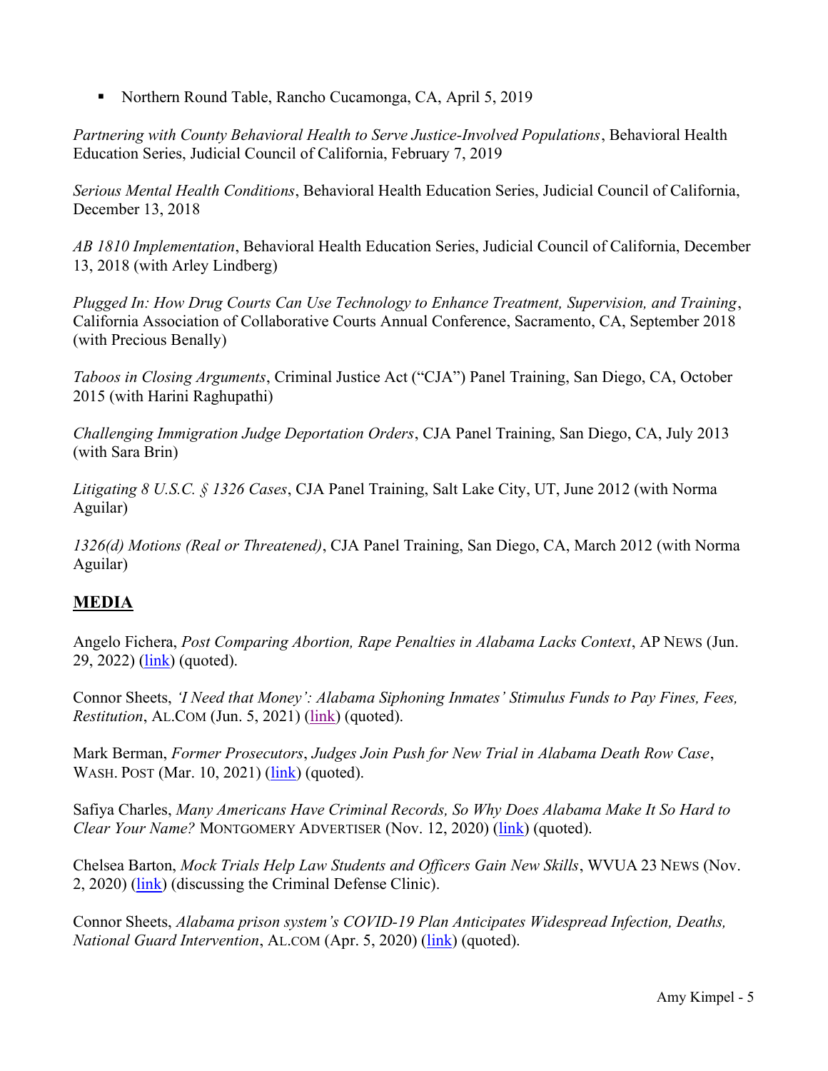- Northern Round Table, Rancho Cucamonga, CA, April 5, 2019

*Partnering with County Behavioral Health to Serve Justice-Involved Populations*, Behavioral Health Education Series, Judicial Council of California, February 7, 2019

*Serious Mental Health Conditions*, Behavioral Health Education Series, Judicial Council of California, December 13, 2018

*AB 1810 Implementation*, Behavioral Health Education Series, Judicial Council of California, December 13, 2018 (with Arley Lindberg)

*Plugged In: How Drug Courts Can Use Technology to Enhance Treatment, Supervision, and Training*, California Association of Collaborative Courts Annual Conference, Sacramento, CA, September 2018 (with Precious Benally)

*Taboos in Closing Arguments*, Criminal Justice Act ("CJA") Panel Training, San Diego, CA, October 2015 (with Harini Raghupathi)

*Challenging Immigration Judge Deportation Orders*, CJA Panel Training, San Diego, CA, July 2013 (with Sara Brin)

*Litigating 8 U.S.C. § 1326 Cases*, CJA Panel Training, Salt Lake City, UT, June 2012 (with Norma Aguilar)

*1326(d) Motions (Real or Threatened)*, CJA Panel Training, San Diego, CA, March 2012 (with Norma Aguilar)

## MEDIA

Angelo Fichera, *Post Comparing Abortion, Rape Penalties in Alabama Lacks Context*, AP NEWS (Jun. 29, 2022) (link) (quoted).

Connor Sheets, *'I Need that Money': Alabama Siphoning Inmates' Stimulus Funds to Pay Fines, Fees, Restitution*, AL.COM (Jun. 5, 2021) (link) (quoted).

Mark Berman, *Former Prosecutors, Judges Join Push for New Trial in Alabama Death Row Case*, WASH. POST (Mar. 10, 2021) (link) (quoted).

Safiya Charles, *Many Americans Have Criminal Records, So Why Does Alabama Make It So Hard to Clear Your Name?* MONTGOMERY ADVERTISER (Nov. 12, 2020) (link) (quoted).

Chelsea Barton, *Mock Trials Help Law Students and Officers Gain New Skills*, WVUA 23 NEWS (Nov. 2, 2020) (link) (discussing the Criminal Defense Clinic).

Connor Sheets, *Alabama prison system's COVID-19 Plan Anticipates Widespread Infection, Deaths, National Guard Intervention*, AL.COM (Apr. 5, 2020) (link) (quoted).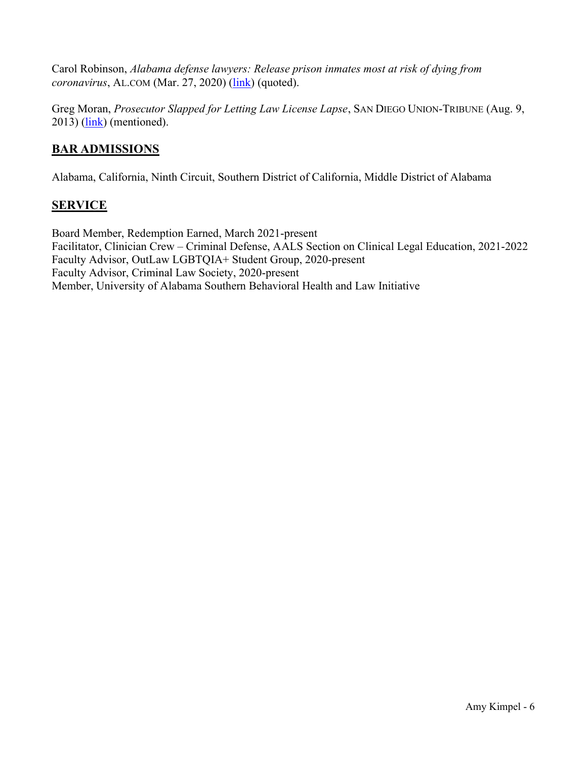Carol Robinson, *Alabama defense lawyers: Release prison inmates most at risk of dying from coronavirus*, AL.COM (Mar. 27, 2020) (link) (quoted).

Greg Moran, *Prosecutor Slapped for Letting Law License Lapse*, SAN DIEGO UNION-TRIBUNE (Aug. 9, 2013) (link) (mentioned).

## BAR ADMISSIONS

Alabama, California, Ninth Circuit, Southern District of California, Middle District of Alabama

## SERVICE

Board Member, Redemption Earned, March 2021-present
Facilitator, Clinician Crew – Criminal Defense, AALS Section on Clinical Legal Education, 2021-2022
Faculty Advisor, OutLaw LGBTQIA+ Student Group, 2020-present
Faculty Advisor, Criminal Law Society, 2020-present
Member, University of Alabama Southern Behavioral Health and Law Initiative